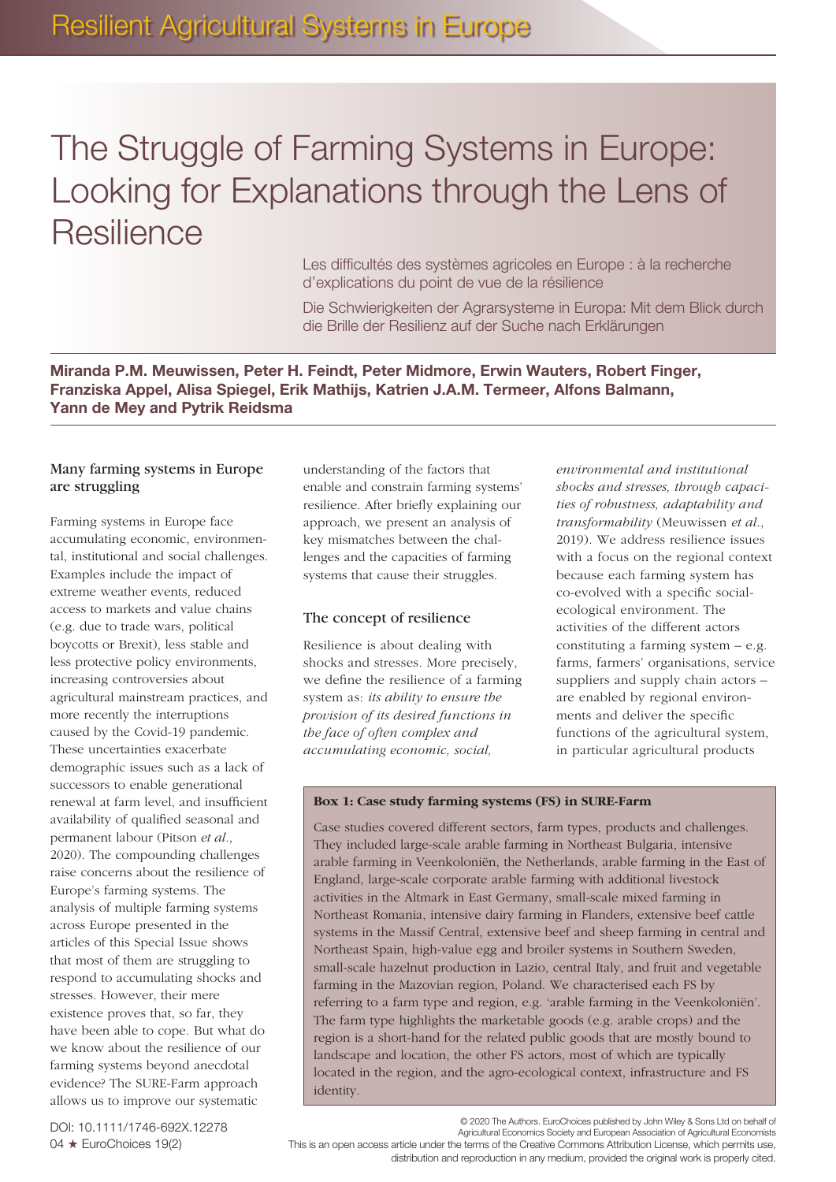# The Struggle of Farming Systems in Europe: Looking for Explanations through the Lens of Resilience

Les difficultés des systèmes agricoles en Europe : à la recherche d'explications du point de vue de la résilience

Die Schwierigkeiten der Agrarsysteme in Europa: Mit dem Blick durch die Brille der Resilienz auf der Suche nach Erklärungen

**Miranda P.M. Meuwissen, Peter H. Feindt, Peter Midmore, Erwin Wauters, Robert Finger, Franziska Appel, Alisa Spiegel, Erik Mathijs, Katrien J.A.M. Termeer, Alfons Balmann, Yann de Mey and Pytrik Reidsma**

## Many farming systems in Europe are struggling

Farming systems in Europe face accumulating economic, environmental, institutional and social challenges. Examples include the impact of extreme weather events, reduced access to markets and value chains (e.g. due to trade wars, political boycotts or Brexit), less stable and less protective policy environments, increasing controversies about agricultural mainstream practices, and more recently the interruptions caused by the Covid-19 pandemic. These uncertainties exacerbate demographic issues such as a lack of successors to enable generational renewal at farm level, and insufficient availability of qualified seasonal and permanent labour (Pitson *et al*., 2020). The compounding challenges raise concerns about the resilience of Europe's farming systems. The analysis of multiple farming systems across Europe presented in the articles of this Special Issue shows that most of them are struggling to respond to accumulating shocks and stresses. However, their mere existence proves that, so far, they have been able to cope. But what do we know about the resilience of our farming systems beyond anecdotal evidence? The SURE-Farm approach allows us to improve our systematic understanding of the factors that enable and constrain farming systems' resilience. After briefly explaining our approach, we present an analysis of key mismatches between the challenges and the capacities of farming systems that cause their struggles.

## The concept of resilience

Resilience is about dealing with shocks and stresses. More precisely, we define the resilience of a farming system as: *its ability to ensure the provision of its desired functions in the face of often complex and accumulating economic, social, environmental and institutional shocks and stresses, through capacities of robustness, adaptability and transformability* (Meuwissen *et al*., 2019). We address resilience issues with a focus on the regional context because each farming system has co-evolved with a specific social-ecological environment. The activities of the different actors constituting a farming system – e.g. farms, farmers' organisations, service suppliers and supply chain actors – are enabled by regional environments and deliver the specific functions of the agricultural system, in particular agricultural products

> **Box 1: Case study farming systems (FS) in SURE-Farm**
>
> Case studies covered different sectors, farm types, products and challenges. They included large-scale arable farming in Northeast Bulgaria, intensive arable farming in Veenkoloniën, the Netherlands, arable farming in the East of England, large-scale corporate arable farming with additional livestock activities in the Altmark in East Germany, small-scale mixed farming in Northeast Romania, intensive dairy farming in Flanders, extensive beef cattle systems in the Massif Central, extensive beef and sheep farming in central and Northeast Spain, high-value egg and broiler systems in Southern Sweden, small-scale hazelnut production in Lazio, central Italy, and fruit and vegetable farming in the Mazovian region, Poland. We characterised each FS by referring to a farm type and region, e.g. 'arable farming in the Veenkoloniën'. The farm type highlights the marketable goods (e.g. arable crops) and the region is a short-hand for the related public goods that are mostly bound to landscape and location, the other FS actors, most of which are typically located in the region, and the agro-ecological context, infrastructure and FS identity.

DOI: 10.1111/1746-692X.12278

© 2020 The Authors. EuroChoices published by John Wiley & Sons Ltd on behalf of Agricultural Economics Society and European Association of Agricultural Economists
This is an open access article under the terms of the Creative Commons Attribution License, which permits use, distribution and reproduction in any medium, provided the original work is properly cited.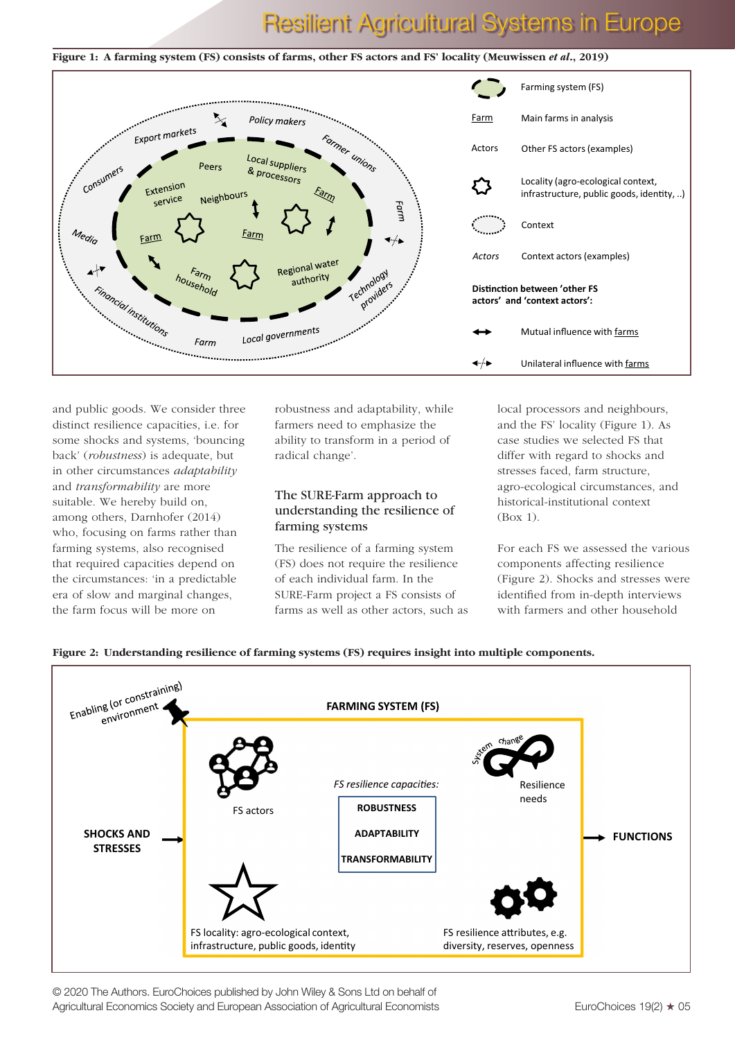**Figure 1: A farming system (FS) consists of farms, other FS actors and FS' locality (Meuwissen *et al*., 2019)**

and public goods. We consider three distinct resilience capacities, i.e. for some shocks and systems, 'bouncing back' (*robustness*) is adequate, but in other circumstances *adaptability* and *transformability* are more suitable. We hereby build on, among others, Darnhofer (2014) who, focusing on farms rather than farming systems, also recognised that required capacities depend on the circumstances: 'in a predictable era of slow and marginal changes, the farm focus will be more on robustness and adaptability, while farmers need to emphasize the ability to transform in a period of radical change'.

## The SURE-Farm approach to understanding the resilience of farming systems

The resilience of a farming system (FS) does not require the resilience of each individual farm. In the SURE-Farm project a FS consists of farms as well as other actors, such as local processors and neighbours, and the FS' locality (Figure 1). As case studies we selected FS that differ with regard to shocks and stresses faced, farm structure, agro-ecological circumstances, and historical-institutional context (Box 1).

For each FS we assessed the various components affecting resilience (Figure 2). Shocks and stresses were identified from in-depth interviews with farmers and other household

**Figure 2: Understanding resilience of farming systems (FS) requires insight into multiple components.**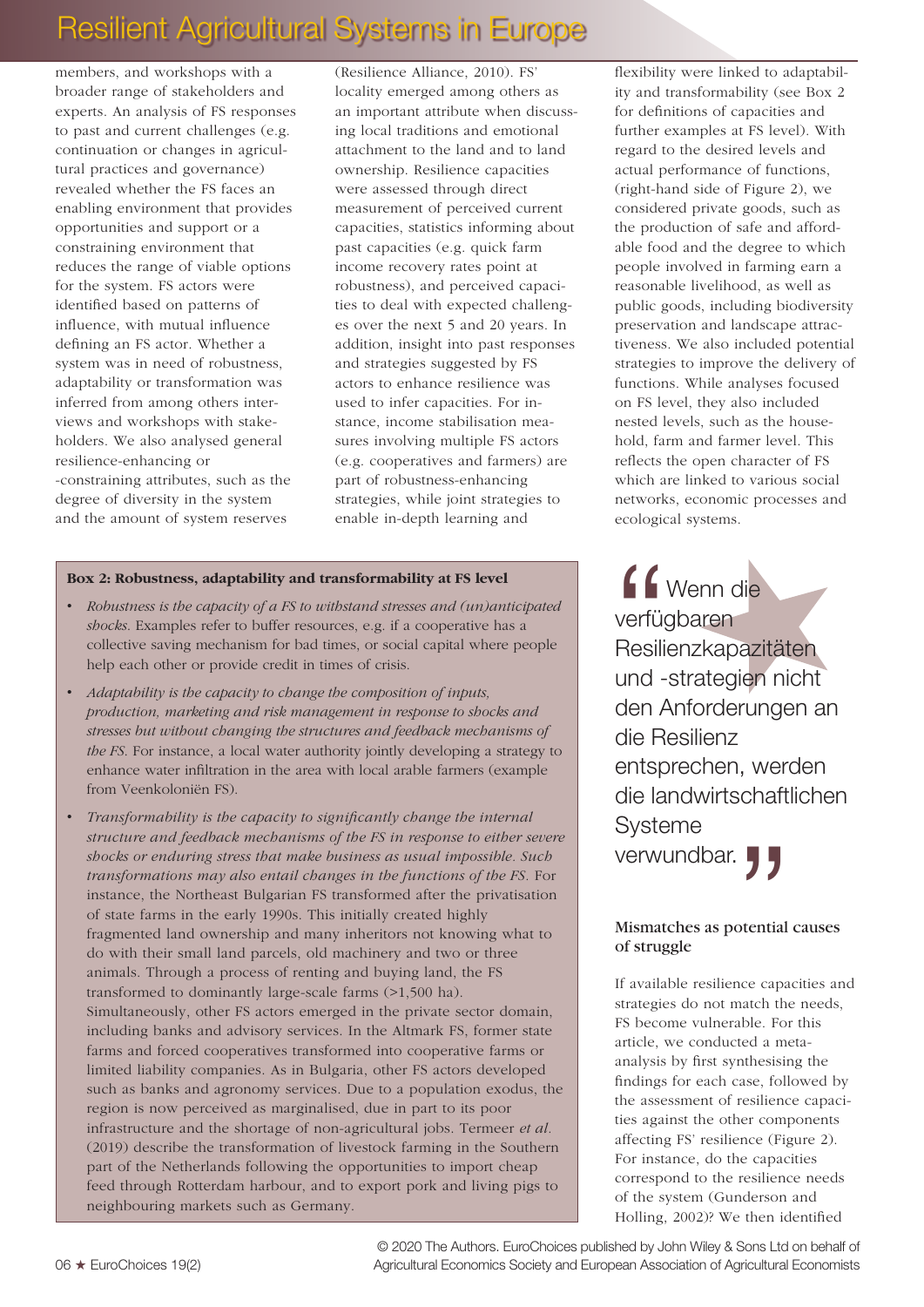members, and workshops with a broader range of stakeholders and experts. An analysis of FS responses to past and current challenges (e.g. continuation or changes in agricultural practices and governance) revealed whether the FS faces an enabling environment that provides opportunities and support or a constraining environment that reduces the range of viable options for the system. FS actors were identified based on patterns of influence, with mutual influence defining an FS actor. Whether a system was in need of robustness, adaptability or transformation was inferred from among others interviews and workshops with stakeholders. We also analysed general resilience-enhancing or -constraining attributes, such as the degree of diversity in the system and the amount of system reserves (Resilience Alliance, 2010). FS' locality emerged among others as an important attribute when discussing local traditions and emotional attachment to the land and to land ownership. Resilience capacities were assessed through direct measurement of perceived current capacities, statistics informing about past capacities (e.g. quick farm income recovery rates point at robustness), and perceived capacities to deal with expected challenges over the next 5 and 20 years. In addition, insight into past responses and strategies suggested by FS actors to enhance resilience was used to infer capacities. For instance, income stabilisation measures involving multiple FS actors (e.g. cooperatives and farmers) are part of robustness-enhancing strategies, while joint strategies to enable in-depth learning and flexibility were linked to adaptability and transformability (see Box 2 for definitions of capacities and further examples at FS level). With regard to the desired levels and actual performance of functions, (right-hand side of Figure 2), we considered private goods, such as the production of safe and affordable food and the degree to which people involved in farming earn a reasonable livelihood, as well as public goods, including biodiversity preservation and landscape attractiveness. We also included potential strategies to improve the delivery of functions. While analyses focused on FS level, they also included nested levels, such as the household, farm and farmer level. This reflects the open character of FS which are linked to various social networks, economic processes and ecological systems.

**Box 2: Robustness, adaptability and transformability at FS level**

- *Robustness is the capacity of a FS to withstand stresses and (un)anticipated shocks.* Examples refer to buffer resources, e.g. if a cooperative has a collective saving mechanism for bad times, or social capital where people help each other or provide credit in times of crisis.
- *Adaptability is the capacity to change the composition of inputs, production, marketing and risk management in response to shocks and stresses but without changing the structures and feedback mechanisms of the FS.* For instance, a local water authority jointly developing a strategy to enhance water infiltration in the area with local arable farmers (example from Veenkoloniën FS).
- *Transformability is the capacity to significantly change the internal structure and feedback mechanisms of the FS in response to either severe shocks or enduring stress that make business as usual impossible. Such transformations may also entail changes in the functions of the FS.* For instance, the Northeast Bulgarian FS transformed after the privatisation of state farms in the early 1990s. This initially created highly fragmented land ownership and many inheritors not knowing what to do with their small land parcels, old machinery and two or three animals. Through a process of renting and buying land, the FS transformed to dominantly large-scale farms (>1,500 ha). Simultaneously, other FS actors emerged in the private sector domain, including banks and advisory services. In the Altmark FS, former state farms and forced cooperatives transformed into cooperative farms or limited liability companies. As in Bulgaria, other FS actors developed such as banks and agronomy services. Due to a population exodus, the region is now perceived as marginalised, due in part to its poor infrastructure and the shortage of non-agricultural jobs. Termeer *et al.* (2019) describe the transformation of livestock farming in the Southern part of the Netherlands following the opportunities to import cheap feed through Rotterdam harbour, and to export pork and living pigs to neighbouring markets such as Germany.

> "Wenn die verfügbaren Resilienzkapazitäten und -strategien nicht den Anforderungen an die Resilienz entsprechen, werden die landwirtschaftlichen Systeme verwundbar."

## Mismatches as potential causes of struggle

If available resilience capacities and strategies do not match the needs, FS become vulnerable. For this article, we conducted a meta-analysis by first synthesising the findings for each case, followed by the assessment of resilience capacities against the other components affecting FS' resilience (Figure 2). For instance, do the capacities correspond to the resilience needs of the system (Gunderson and Holling, 2002)? We then identified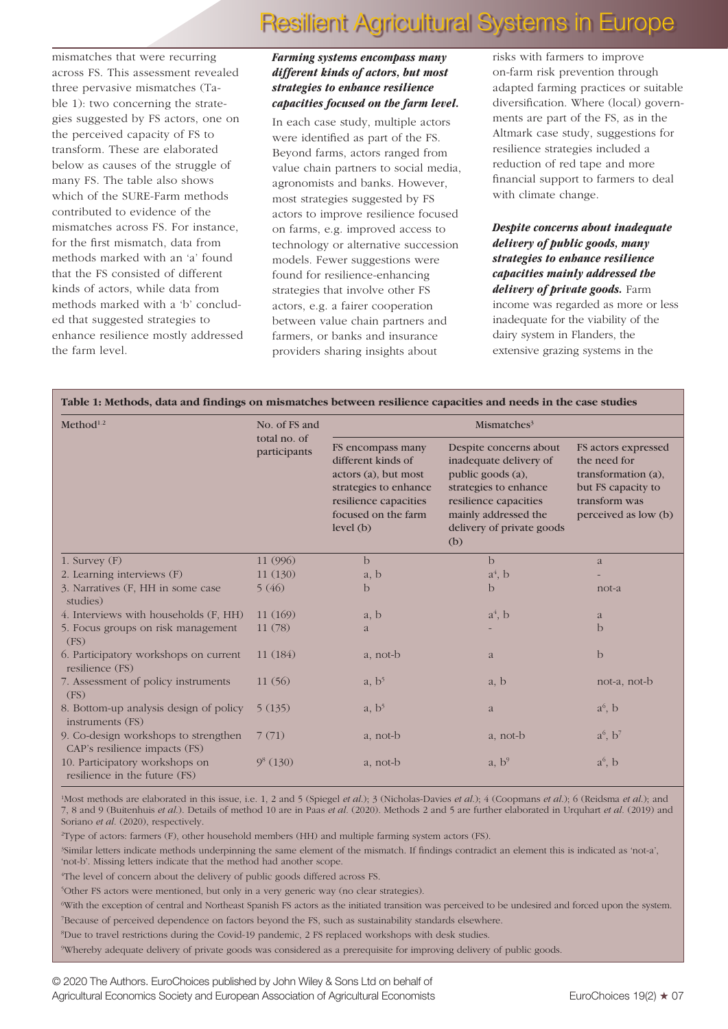mismatches that were recurring across FS. This assessment revealed three pervasive mismatches (Table 1): two concerning the strategies suggested by FS actors, one on the perceived capacity of FS to transform. These are elaborated below as causes of the struggle of many FS. The table also shows which of the SURE-Farm methods contributed to evidence of the mismatches across FS. For instance, for the first mismatch, data from methods marked with an 'a' found that the FS consisted of different kinds of actors, while data from methods marked with a 'b' concluded that suggested strategies to enhance resilience mostly addressed the farm level.

***Farming systems encompass many different kinds of actors, but most strategies to enhance resilience capacities focused on the farm level.*** In each case study, multiple actors were identified as part of the FS. Beyond farms, actors ranged from value chain partners to social media, agronomists and banks. However, most strategies suggested by FS actors to improve resilience focused on farms, e.g. improved access to technology or alternative succession models. Fewer suggestions were found for resilience-enhancing strategies that involve other FS actors, e.g. a fairer cooperation between value chain partners and farmers, or banks and insurance providers sharing insights about risks with farmers to improve on-farm risk prevention through adapted farming practices or suitable diversification. Where (local) governments are part of the FS, as in the Altmark case study, suggestions for resilience strategies included a reduction of red tape and more financial support to farmers to deal with climate change.

***Despite concerns about inadequate delivery of public goods, many strategies to enhance resilience capacities mainly addressed the delivery of private goods.*** Farm income was regarded as more or less inadequate for the viability of the dairy system in Flanders, the extensive grazing systems in the

**Table 1: Methods, data and findings on mismatches between resilience capacities and needs in the case studies**

| Method[1] [2] | No. of FS and total no. of participants | Mismatches[3] | | |
|---|---|---|---|---|
| | | FS encompass many different kinds of actors (a), but most strategies to enhance resilience capacities focused on the farm level (b) | Despite concerns about inadequate delivery of public goods (a), strategies to enhance resilience capacities mainly addressed the delivery of private goods (b) | FS actors expressed the need for transformation (a), but FS capacity to transform was perceived as low (b) |
| 1. Survey (F) | 11 (996) | b | b | a |
| 2. Learning interviews (F) | 11 (130) | a, b | a[4], b | - |
| 3. Narratives (F, HH in some case studies) | 5 (46) | b | b | not-a |
| 4. Interviews with households (F, HH) | 11 (169) | a, b | a[4], b | a |
| 5. Focus groups on risk management (FS) | 11 (78) | a | - | b |
| 6. Participatory workshops on current resilience (FS) | 11 (184) | a, not-b | a | b |
| 7. Assessment of policy instruments (FS) | 11 (56) | a, b[5] | a, b | not-a, not-b |
| 8. Bottom-up analysis design of policy instruments (FS) | 5 (135) | a, b[5] | a | a[6], b |
| 9. Co-design workshops to strengthen CAP's resilience impacts (FS) | 7 (71) | a, not-b | a, not-b | a[6], b[7] |
| 10. Participatory workshops on resilience in the future (FS) | 9[8] (130) | a, not-b | a, b[9] | a[6], b |

[1]Most methods are elaborated in this issue, i.e. 1, 2 and 5 (Spiegel *et al.*); 3 (Nicholas-Davies *et al.*); 4 (Coopmans *et al.*); 6 (Reidsma *et al.*); and 7, 8 and 9 (Buitenhuis *et al.*). Details of method 10 are in Paas *et al.* (2020). Methods 2 and 5 are further elaborated in Urquhart *et al.* (2019) and Soriano *et al.* (2020), respectively.

[2]Type of actors: farmers (F), other household members (HH) and multiple farming system actors (FS).

[3]Similar letters indicate methods underpinning the same element of the mismatch. If findings contradict an element this is indicated as 'not-a', 'not-b'. Missing letters indicate that the method had another scope.

[4]The level of concern about the delivery of public goods differed across FS.

[5]Other FS actors were mentioned, but only in a very generic way (no clear strategies).

[6]With the exception of central and Northeast Spanish FS actors as the initiated transition was perceived to be undesired and forced upon the system.

[7]Because of perceived dependence on factors beyond the FS, such as sustainability standards elsewhere.

[8]Due to travel restrictions during the Covid-19 pandemic, 2 FS replaced workshops with desk studies.

[9]Whereby adequate delivery of private goods was considered as a prerequisite for improving delivery of public goods.

© 2020 The Authors. EuroChoices published by John Wiley & Sons Ltd on behalf of Agricultural Economics Society and European Association of Agricultural Economists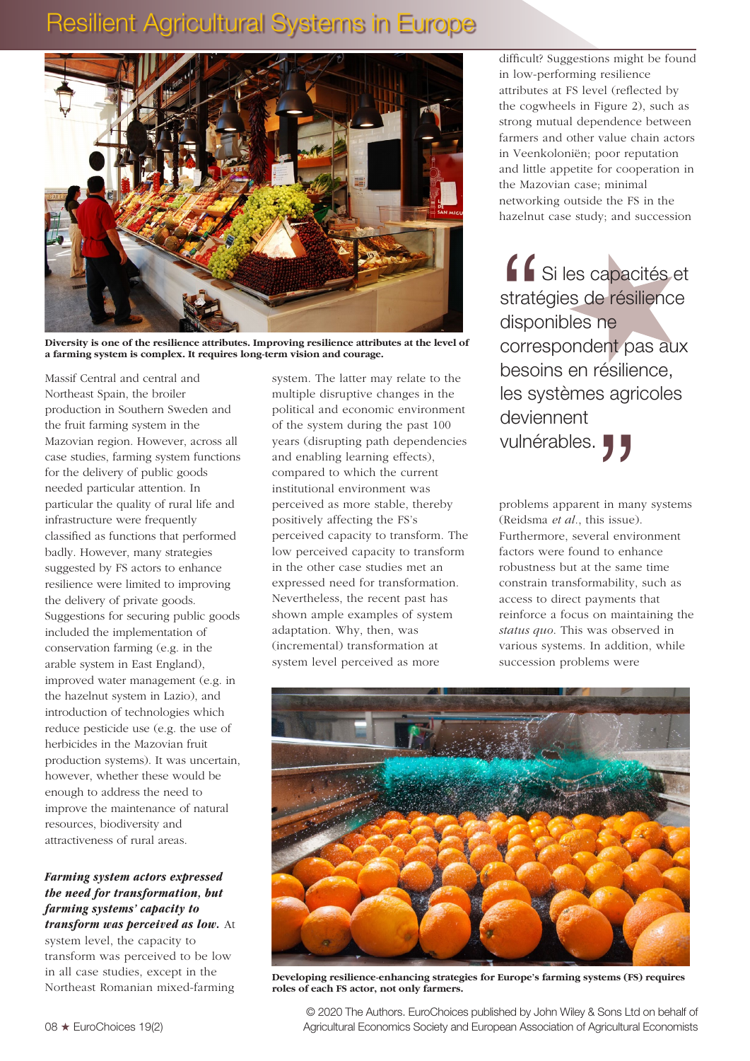Diversity is one of the resilience attributes. Improving resilience attributes at the level of a farming system is complex. It requires long-term vision and courage.

Massif Central and central and Northeast Spain, the broiler production in Southern Sweden and the fruit farming system in the Mazovian region. However, across all case studies, farming system functions for the delivery of public goods needed particular attention. In particular the quality of rural life and infrastructure were frequently classified as functions that performed badly. However, many strategies suggested by FS actors to enhance resilience were limited to improving the delivery of private goods. Suggestions for securing public goods included the implementation of conservation farming (e.g. in the arable system in East England), improved water management (e.g. in the hazelnut system in Lazio), and introduction of technologies which reduce pesticide use (e.g. the use of herbicides in the Mazovian fruit production systems). It was uncertain, however, whether these would be enough to address the need to improve the maintenance of natural resources, biodiversity and attractiveness of rural areas.

***Farming system actors expressed the need for transformation, but farming systems' capacity to transform was perceived as low.*** At system level, the capacity to transform was perceived to be low in all case studies, except in the Northeast Romanian mixed-farming system. The latter may relate to the multiple disruptive changes in the political and economic environment of the system during the past 100 years (disrupting path dependencies and enabling learning effects), compared to which the current institutional environment was perceived as more stable, thereby positively affecting the FS's perceived capacity to transform. The low perceived capacity to transform in the other case studies met an expressed need for transformation. Nevertheless, the recent past has shown ample examples of system adaptation. Why, then, was (incremental) transformation at system level perceived as more difficult? Suggestions might be found in low-performing resilience attributes at FS level (reflected by the cogwheels in Figure 2), such as strong mutual dependence between farmers and other value chain actors in Veenkoloniën; poor reputation and little appetite for cooperation in the Mazovian case; minimal networking outside the FS in the hazelnut case study; and succession problems apparent in many systems (Reidsma *et al.*, this issue). Furthermore, several environment factors were found to enhance robustness but at the same time constrain transformability, such as access to direct payments that reinforce a focus on maintaining the *status quo*. This was observed in various systems. In addition, while succession problems were

> "Si les capacités et stratégies de résilience disponibles ne correspondent pas aux besoins en résilience, les systèmes agricoles deviennent vulnérables."

Developing resilience-enhancing strategies for Europe's farming systems (FS) requires roles of each FS actor, not only farmers.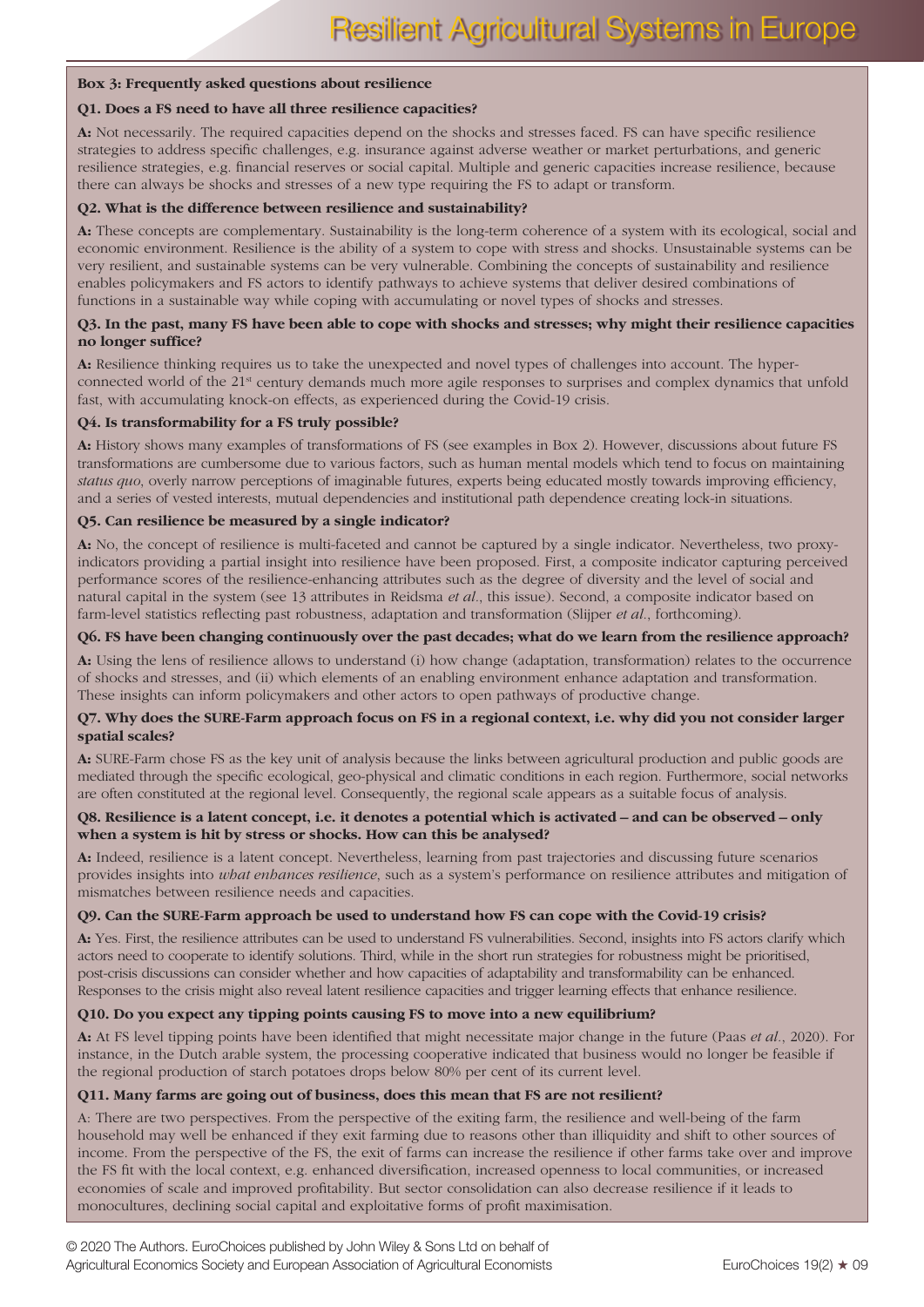**Box 3: Frequently asked questions about resilience**

**Q1. Does a FS need to have all three resilience capacities?**

**A:** Not necessarily. The required capacities depend on the shocks and stresses faced. FS can have specific resilience strategies to address specific challenges, e.g. insurance against adverse weather or market perturbations, and generic resilience strategies, e.g. financial reserves or social capital. Multiple and generic capacities increase resilience, because there can always be shocks and stresses of a new type requiring the FS to adapt or transform.

**Q2. What is the difference between resilience and sustainability?**

**A:** These concepts are complementary. Sustainability is the long-term coherence of a system with its ecological, social and economic environment. Resilience is the ability of a system to cope with stress and shocks. Unsustainable systems can be very resilient, and sustainable systems can be very vulnerable. Combining the concepts of sustainability and resilience enables policymakers and FS actors to identify pathways to achieve systems that deliver desired combinations of functions in a sustainable way while coping with accumulating or novel types of shocks and stresses.

**Q3. In the past, many FS have been able to cope with shocks and stresses; why might their resilience capacities no longer suffice?**

**A:** Resilience thinking requires us to take the unexpected and novel types of challenges into account. The hyper-connected world of the 21st century demands much more agile responses to surprises and complex dynamics that unfold fast, with accumulating knock-on effects, as experienced during the Covid-19 crisis.

**Q4. Is transformability for a FS truly possible?**

**A:** History shows many examples of transformations of FS (see examples in Box 2). However, discussions about future FS transformations are cumbersome due to various factors, such as human mental models which tend to focus on maintaining *status quo*, overly narrow perceptions of imaginable futures, experts being educated mostly towards improving efficiency, and a series of vested interests, mutual dependencies and institutional path dependence creating lock-in situations.

**Q5. Can resilience be measured by a single indicator?**

**A:** No, the concept of resilience is multi-faceted and cannot be captured by a single indicator. Nevertheless, two proxy-indicators providing a partial insight into resilience have been proposed. First, a composite indicator capturing perceived performance scores of the resilience-enhancing attributes such as the degree of diversity and the level of social and natural capital in the system (see 13 attributes in Reidsma *et al*., this issue). Second, a composite indicator based on farm-level statistics reflecting past robustness, adaptation and transformation (Slijper *et al*., forthcoming).

**Q6. FS have been changing continuously over the past decades; what do we learn from the resilience approach?**

**A:** Using the lens of resilience allows to understand (i) how change (adaptation, transformation) relates to the occurrence of shocks and stresses, and (ii) which elements of an enabling environment enhance adaptation and transformation. These insights can inform policymakers and other actors to open pathways of productive change.

**Q7. Why does the SURE-Farm approach focus on FS in a regional context, i.e. why did you not consider larger spatial scales?**

**A:** SURE-Farm chose FS as the key unit of analysis because the links between agricultural production and public goods are mediated through the specific ecological, geo-physical and climatic conditions in each region. Furthermore, social networks are often constituted at the regional level. Consequently, the regional scale appears as a suitable focus of analysis.

**Q8. Resilience is a latent concept, i.e. it denotes a potential which is activated – and can be observed – only when a system is hit by stress or shocks. How can this be analysed?**

**A:** Indeed, resilience is a latent concept. Nevertheless, learning from past trajectories and discussing future scenarios provides insights into *what enhances resilience*, such as a system's performance on resilience attributes and mitigation of mismatches between resilience needs and capacities.

**Q9. Can the SURE-Farm approach be used to understand how FS can cope with the Covid-19 crisis?**

**A:** Yes. First, the resilience attributes can be used to understand FS vulnerabilities. Second, insights into FS actors clarify which actors need to cooperate to identify solutions. Third, while in the short run strategies for robustness might be prioritised, post-crisis discussions can consider whether and how capacities of adaptability and transformability can be enhanced. Responses to the crisis might also reveal latent resilience capacities and trigger learning effects that enhance resilience.

**Q10. Do you expect any tipping points causing FS to move into a new equilibrium?**

**A:** At FS level tipping points have been identified that might necessitate major change in the future (Paas *et al*., 2020). For instance, in the Dutch arable system, the processing cooperative indicated that business would no longer be feasible if the regional production of starch potatoes drops below 80% per cent of its current level.

**Q11. Many farms are going out of business, does this mean that FS are not resilient?**

A: There are two perspectives. From the perspective of the exiting farm, the resilience and well-being of the farm household may well be enhanced if they exit farming due to reasons other than illiquidity and shift to other sources of income. From the perspective of the FS, the exit of farms can increase the resilience if other farms take over and improve the FS fit with the local context, e.g. enhanced diversification, increased openness to local communities, or increased economies of scale and improved profitability. But sector consolidation can also decrease resilience if it leads to monocultures, declining social capital and exploitative forms of profit maximisation.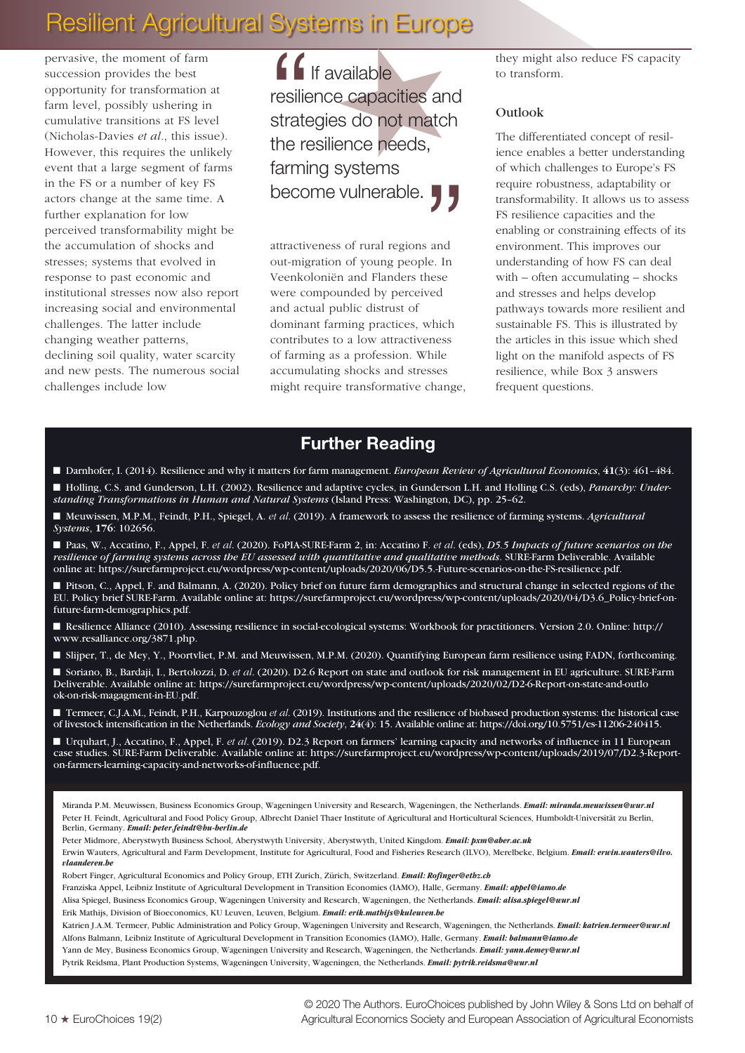pervasive, the moment of farm succession provides the best opportunity for transformation at farm level, possibly ushering in cumulative transitions at FS level (Nicholas-Davies *et al*., this issue). However, this requires the unlikely event that a large segment of farms in the FS or a number of key FS actors change at the same time. A further explanation for low perceived transformability might be the accumulation of shocks and stresses; systems that evolved in response to past economic and institutional stresses now also report increasing social and environmental challenges. The latter include changing weather patterns, declining soil quality, water scarcity and new pests. The numerous social challenges include low attractiveness of rural regions and out-migration of young people. In Veenkoloniën and Flanders these were compounded by perceived and actual public distrust of dominant farming practices, which contributes to a low attractiveness of farming as a profession. While accumulating shocks and stresses might require transformative change, they might also reduce FS capacity to transform.

> "If available resilience capacities and strategies do not match the resilience needs, farming systems become vulnerable."

### Outlook

The differentiated concept of resilience enables a better understanding of which challenges to Europe's FS require robustness, adaptability or transformability. It allows us to assess FS resilience capacities and the enabling or constraining effects of its environment. This improves our understanding of how FS can deal with – often accumulating – shocks and stresses and helps develop pathways towards more resilient and sustainable FS. This is illustrated by the articles in this issue which shed light on the manifold aspects of FS resilience, while Box 3 answers frequent questions.

## Further Reading

- Darnhofer, I. (2014). Resilience and why it matters for farm management. *European Review of Agricultural Economics*, **41**(3): 461–484.
- Holling, C.S. and Gunderson, L.H. (2002). Resilience and adaptive cycles, in Gunderson L.H. and Holling C.S. (eds), *Panarchy: Understanding Transformations in Human and Natural Systems* (Island Press: Washington, DC), pp. 25–62.
- Meuwissen, M.P.M., Feindt, P.H., Spiegel, A. *et al*. (2019). A framework to assess the resilience of farming systems. *Agricultural Systems*, **176**: 102656.
- Paas, W., Accatino, F., Appel, F. *et al*. (2020). FoPIA-SURE-Farm 2, in: Accatino F. *et al*. (eds), *D5.5 Impacts of future scenarios on the resilience of farming systems across the EU assessed with quantitative and qualitative methods*. SURE-Farm Deliverable. Available online at: https://surefarmproject.eu/wordpress/wp-content/uploads/2020/06/D5.5.-Future-scenarios-on-the-FS-resilience.pdf.
- Pitson, C., Appel, F. and Balmann, A. (2020). Policy brief on future farm demographics and structural change in selected regions of the EU. Policy brief SURE-Farm. Available online at: https://surefarmproject.eu/wordpress/wp-content/uploads/2020/04/D3.6_Policy-brief-on-future-farm-demographics.pdf.
- Resilience Alliance (2010). Assessing resilience in social-ecological systems: Workbook for practitioners. Version 2.0. Online: http://www.resalliance.org/3871.php.
- Slijper, T., de Mey, Y., Poortvliet, P.M. and Meuwissen, M.P.M. (2020). Quantifying European farm resilience using FADN, forthcoming.
- Soriano, B., Bardaji, I., Bertolozzi, D. *et al*. (2020). D2.6 Report on state and outlook for risk management in EU agriculture. SURE-Farm Deliverable. Available online at: https://surefarmproject.eu/wordpress/wp-content/uploads/2020/02/D2-6-Report-on-state-and-outlook-on-risk-magagment-in-EU.pdf.
- Termeer, C.J.A.M., Feindt, P.H., Karpouzoglou *et al*. (2019). Institutions and the resilience of biobased production systems: the historical case of livestock intensification in the Netherlands. *Ecology and Society*, **24**(4): 15. Available online at: https://doi.org/10.5751/es-11206-240415.
- Urquhart, J., Accatino, F., Appel, F. *et al*. (2019). D2.3 Report on farmers' learning capacity and networks of influence in 11 European case studies. SURE-Farm Deliverable. Available online at: https://surefarmproject.eu/wordpress/wp-content/uploads/2019/07/D2.3-Report-on-farmers-learning-capacity-and-networks-of-influence.pdf.

Miranda P.M. Meuwissen, Business Economics Group, Wageningen University and Research, Wageningen, the Netherlands. ***Email: miranda.meuwissen@wur.nl***

Peter H. Feindt, Agricultural and Food Policy Group, Albrecht Daniel Thaer Institute of Agricultural and Horticultural Sciences, Humboldt-Universität zu Berlin, Berlin, Germany. ***Email: peter.feindt@hu-berlin.de***

Peter Midmore, Aberystwyth Business School, Aberystwyth University, Aberystwyth, United Kingdom. ***Email: pxm@aber.ac.uk***

Erwin Wauters, Agricultural and Farm Development, Institute for Agricultural, Food and Fisheries Research (ILVO), Merelbeke, Belgium. ***Email: erwin.wauters@ilvo.vlaanderen.be***

Robert Finger, Agricultural Economics and Policy Group, ETH Zurich, Zürich, Switzerland. ***Email: Rofinger@ethz.ch***

Franziska Appel, Leibniz Institute of Agricultural Development in Transition Economies (IAMO), Halle, Germany. ***Email: appel@iamo.de***

Alisa Spiegel, Business Economics Group, Wageningen University and Research, Wageningen, the Netherlands. ***Email: alisa.spiegel@wur.nl***

Erik Mathijs, Division of Bioeconomics, KU Leuven, Leuven, Belgium. ***Email: erik.mathijs@kuleuven.be***

Katrien J.A.M. Termeer, Public Administration and Policy Group, Wageningen University and Research, Wageningen, the Netherlands. ***Email: katrien.termeer@wur.nl***

Alfons Balmann, Leibniz Institute of Agricultural Development in Transition Economies (IAMO), Halle, Germany. ***Email: balmann@iamo.de***

Yann de Mey, Business Economics Group, Wageningen University and Research, Wageningen, the Netherlands. ***Email: yann.demey@wur.nl***

Pytrik Reidsma, Plant Production Systems, Wageningen University, Wageningen, the Netherlands. ***Email: pytrik.reidsma@wur.nl***

© 2020 The Authors. EuroChoices published by John Wiley & Sons Ltd on behalf of Agricultural Economics Society and European Association of Agricultural Economists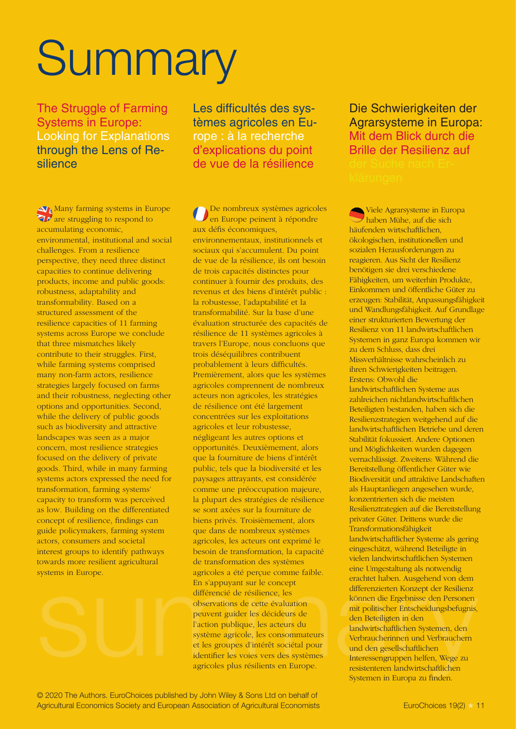# Summary

## The Struggle of Farming Systems in Europe: Looking for Explanations through the Lens of Resilience

Many farming systems in Europe are struggling to respond to accumulating economic, environmental, institutional and social challenges. From a resilience perspective, they need three distinct capacities to continue delivering products, income and public goods: robustness, adaptability and transformability. Based on a structured assessment of the resilience capacities of 11 farming systems across Europe we conclude that three mismatches likely contribute to their struggles. First, while farming systems comprised many non-farm actors, resilience strategies largely focused on farms and their robustness, neglecting other options and opportunities. Second, while the delivery of public goods such as biodiversity and attractive landscapes was seen as a major concern, most resilience strategies focused on the delivery of private goods. Third, while in many farming systems actors expressed the need for transformation, farming systems' capacity to transform was perceived as low. Building on the differentiated concept of resilience, findings can guide policymakers, farming system actors, consumers and societal interest groups to identify pathways towards more resilient agricultural systems in Europe.

## Les difficultés des systèmes agricoles en Europe : à la recherche d'explications du point de vue de la résilience

De nombreux systèmes agricoles en Europe peinent à répondre aux défis économiques, environnementaux, institutionnels et sociaux qui s'accumulent. Du point de vue de la résilience, ils ont besoin de trois capacités distinctes pour continuer à fournir des produits, des revenus et des biens d'intérêt public : la robustesse, l'adaptabilité et la transformabilité. Sur la base d'une évaluation structurée des capacités de résilience de 11 systèmes agricoles à travers l'Europe, nous concluons que trois déséquilibres contribuent probablement à leurs difficultés. Premièrement, alors que les systèmes agricoles comprennent de nombreux acteurs non agricoles, les stratégies de résilience ont été largement concentrées sur les exploitations agricoles et leur robustesse, négligeant les autres options et opportunités. Deuxièmement, alors que la fourniture de biens d'intérêt public, tels que la biodiversité et les paysages attrayants, est considérée comme une préoccupation majeure, la plupart des stratégies de résilience se sont axées sur la fourniture de biens privés. Troisièmement, alors que dans de nombreux systèmes agricoles, les acteurs ont exprimé le besoin de transformation, la capacité de transformation des systèmes agricoles a été perçue comme faible. En s'appuyant sur le concept différencié de résilience, les observations de cette évaluation peuvent guider les décideurs de l'action publique, les acteurs du système agricole, les consommateurs et les groupes d'intérêt sociétal pour identifier les voies vers des systèmes agricoles plus résilients en Europe.

## Die Schwierigkeiten der Agrarsysteme in Europa: Mit dem Blick durch die Brille der Resilienz auf der Suche nach Erklärungen

Viele Agrarsysteme in Europa haben Mühe, auf die sich häufenden wirtschaftlichen, ökologischen, institutionellen und sozialen Herausforderungen zu reagieren. Aus Sicht der Resilienz benötigen sie drei verschiedene Fähigkeiten, um weiterhin Produkte, Einkommen und öffentliche Güter zu erzeugen: Stabilität, Anpassungsfähigkeit und Wandlungsfähigkeit. Auf Grundlage einer strukturierten Bewertung der Resilienz von 11 landwirtschaftlichen Systemen in ganz Europa kommen wir zu dem Schluss, dass drei Missverhältnisse wahrscheinlich zu ihren Schwierigkeiten beitragen. Erstens: Obwohl die landwirtschaftlichen Systeme aus zahlreichen nichtlandwirtschaftlichen Beteiligten bestanden, haben sich die Resilienzstrategien weitgehend auf die landwirtschaftlichen Betriebe und deren Stabilität fokussiert. Andere Optionen und Möglichkeiten wurden dagegen vernachlässigt. Zweitens: Während die Bereitstellung öffentlicher Güter wie Biodiversität und attraktive Landschaften als Hauptanliegen angesehen wurde, konzentrierten sich die meisten Resilienztrategien auf die Bereitstellung privater Güter. Drittens wurde die Transformationsfähigkeit landwirtschaftlicher Systeme als gering eingeschätzt, während Beteiligte in vielen landwirtschaftlichen Systemen eine Umgestaltung als notwendig erachtet haben. Ausgehend von dem differenzierten Konzept der Resilienz können die Ergebnisse den Personen mit politischer Entscheidungsbefugnis, den Beteiligten in den landwirtschaftlichen Systemen, den Verbraucherinnen und Verbrauchern und den gesellschaftlichen Interessengruppen helfen, Wege zu resistenteren landwirtschaftlichen Systemen in Europa zu finden.

© 2020 The Authors. EuroChoices published by John Wiley & Sons Ltd on behalf of Agricultural Economics Society and European Association of Agricultural Economists